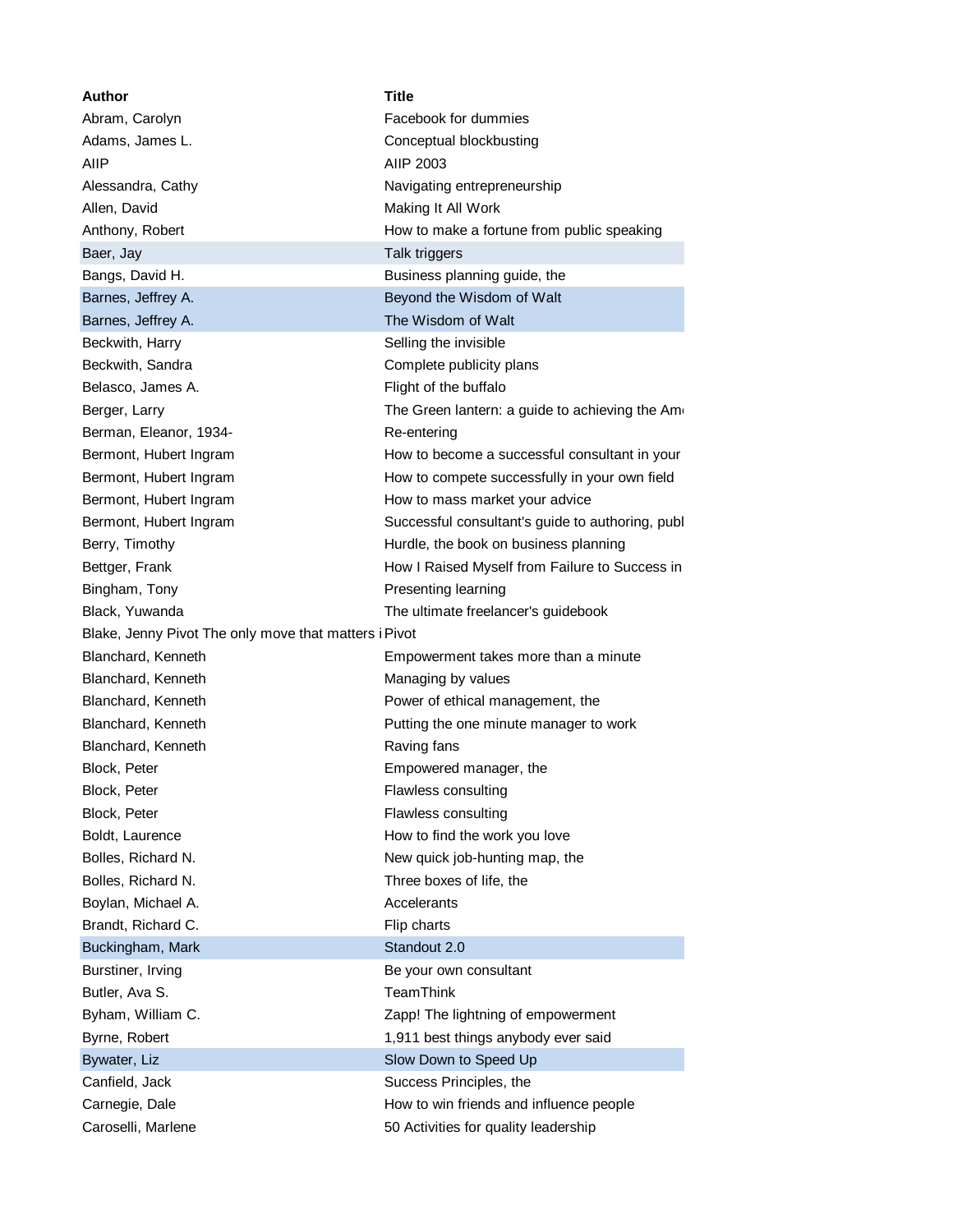| Author | Title |
| --- | --- |
| Abram, Carolyn | Facebook for dummies |
| Adams, James L. | Conceptual blockbusting |
| AIIP | AIIP 2003 |
| Alessandra, Cathy | Navigating entrepreneurship |
| Allen, David | Making It All Work |
| Anthony, Robert | How to make a fortune from public speaking |
| Baer, Jay | Talk triggers |
| Bangs, David H. | Business planning guide, the |
| Barnes, Jeffrey A. | Beyond the Wisdom of Walt |
| Barnes, Jeffrey A. | The Wisdom of Walt |
| Beckwith, Harry | Selling the invisible |
| Beckwith, Sandra | Complete publicity plans |
| Belasco, James A. | Flight of the buffalo |
| Berger, Larry | The Green lantern: a guide to achieving the Am |
| Berman, Eleanor, 1934- | Re-entering |
| Bermont, Hubert Ingram | How to become a successful consultant in your |
| Bermont, Hubert Ingram | How to compete successfully in your own field |
| Bermont, Hubert Ingram | How to mass market your advice |
| Bermont, Hubert Ingram | Successful consultant's guide to authoring, publ |
| Berry, Timothy | Hurdle, the book on business planning |
| Bettger, Frank | How I Raised Myself from Failure to Success in |
| Bingham, Tony | Presenting learning |
| Black, Yuwanda | The ultimate freelancer's guidebook |
| Blake, Jenny Pivot The only move that matters i | Pivot |
| Blanchard, Kenneth | Empowerment takes more than a minute |
| Blanchard, Kenneth | Managing by values |
| Blanchard, Kenneth | Power of ethical management, the |
| Blanchard, Kenneth | Putting the one minute manager to work |
| Blanchard, Kenneth | Raving fans |
| Block, Peter | Empowered manager, the |
| Block, Peter | Flawless consulting |
| Block, Peter | Flawless consulting |
| Boldt, Laurence | How to find the work you love |
| Bolles, Richard N. | New quick job-hunting map, the |
| Bolles, Richard N. | Three boxes of life, the |
| Boylan, Michael A. | Accelerants |
| Brandt, Richard C. | Flip charts |
| Buckingham, Mark | Standout 2.0 |
| Burstiner, Irving | Be your own consultant |
| Butler, Ava S. | TeamThink |
| Byham, William C. | Zapp! The lightning of empowerment |
| Byrne, Robert | 1,911 best things anybody ever said |
| Bywater, Liz | Slow Down to Speed Up |
| Canfield, Jack | Success Principles, the |
| Carnegie, Dale | How to win friends and influence people |
| Caroselli, Marlene | 50 Activities for quality leadership |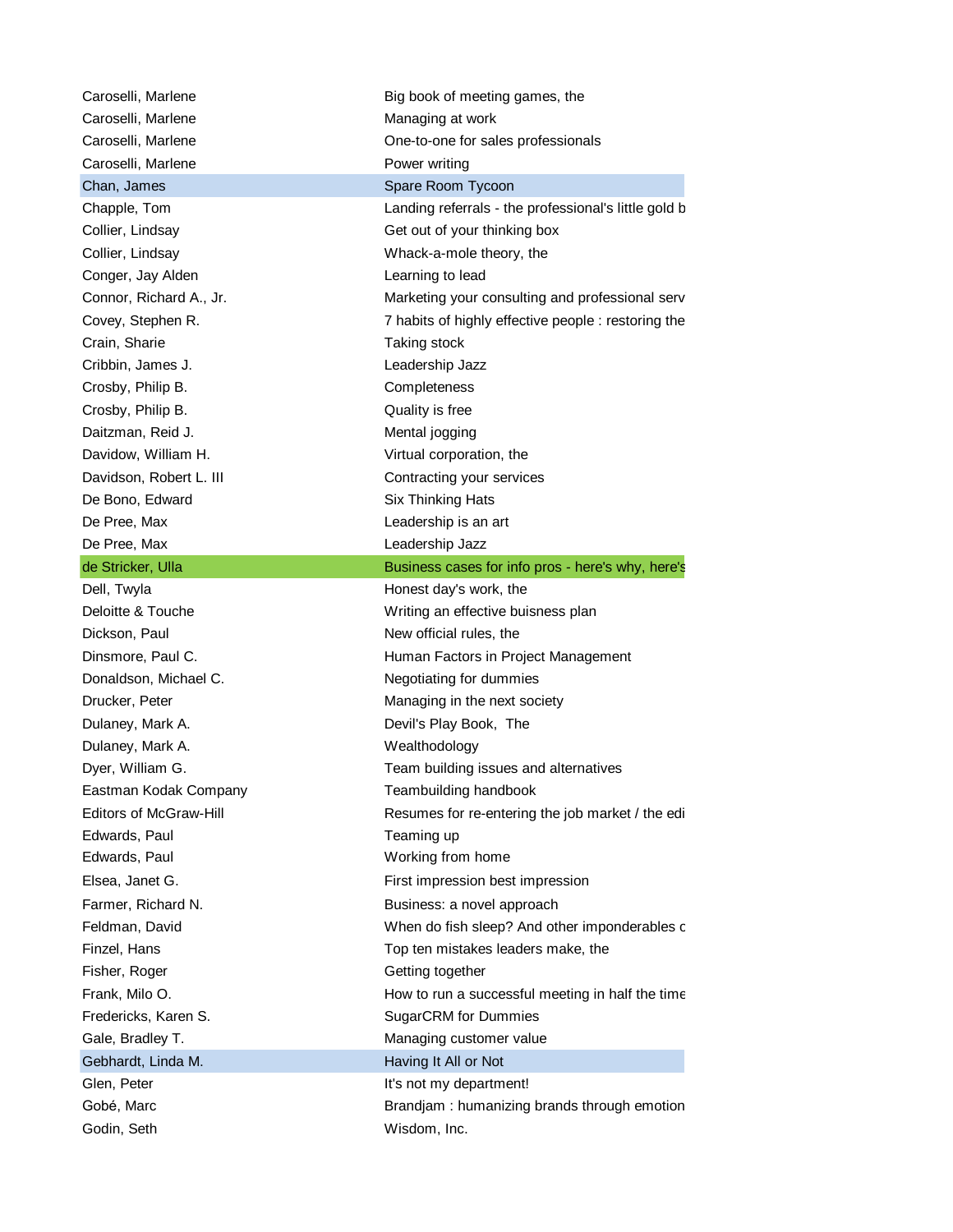| | |
|---|---|
| Caroselli, Marlene | Big book of meeting games, the |
| Caroselli, Marlene | Managing at work |
| Caroselli, Marlene | One-to-one for sales professionals |
| Caroselli, Marlene | Power writing |
| Chan, James | Spare Room Tycoon |
| Chapple, Tom | Landing referrals - the professional's little gold b |
| Collier, Lindsay | Get out of your thinking box |
| Collier, Lindsay | Whack-a-mole theory, the |
| Conger, Jay Alden | Learning to lead |
| Connor, Richard A., Jr. | Marketing your consulting and professional serv |
| Covey, Stephen R. | 7 habits of highly effective people : restoring the |
| Crain, Sharie | Taking stock |
| Cribbin, James J. | Leadership Jazz |
| Crosby, Philip B. | Completeness |
| Crosby, Philip B. | Quality is free |
| Daitzman, Reid J. | Mental jogging |
| Davidow, William H. | Virtual corporation, the |
| Davidson, Robert L. III | Contracting your services |
| De Bono, Edward | Six Thinking Hats |
| De Pree, Max | Leadership is an art |
| De Pree, Max | Leadership Jazz |
| de Stricker, Ulla | Business cases for info pros - here's why, here's |
| Dell, Twyla | Honest day's work, the |
| Deloitte & Touche | Writing an effective buisness plan |
| Dickson, Paul | New official rules, the |
| Dinsmore, Paul C. | Human Factors in Project Management |
| Donaldson, Michael C. | Negotiating for dummies |
| Drucker, Peter | Managing in the next society |
| Dulaney, Mark A. | Devil's Play Book, The |
| Dulaney, Mark A. | Wealthodology |
| Dyer, William G. | Team building issues and alternatives |
| Eastman Kodak Company | Teambuilding handbook |
| Editors of McGraw-Hill | Resumes for re-entering the job market / the edi |
| Edwards, Paul | Teaming up |
| Edwards, Paul | Working from home |
| Elsea, Janet G. | First impression best impression |
| Farmer, Richard N. | Business: a novel approach |
| Feldman, David | When do fish sleep? And other imponderables c |
| Finzel, Hans | Top ten mistakes leaders make, the |
| Fisher, Roger | Getting together |
| Frank, Milo O. | How to run a successful meeting in half the time |
| Fredericks, Karen S. | SugarCRM for Dummies |
| Gale, Bradley T. | Managing customer value |
| Gebhardt, Linda M. | Having It All or Not |
| Glen, Peter | It's not my department! |
| Gobé, Marc | Brandjam : humanizing brands through emotion |
| Godin, Seth | Wisdom, Inc. |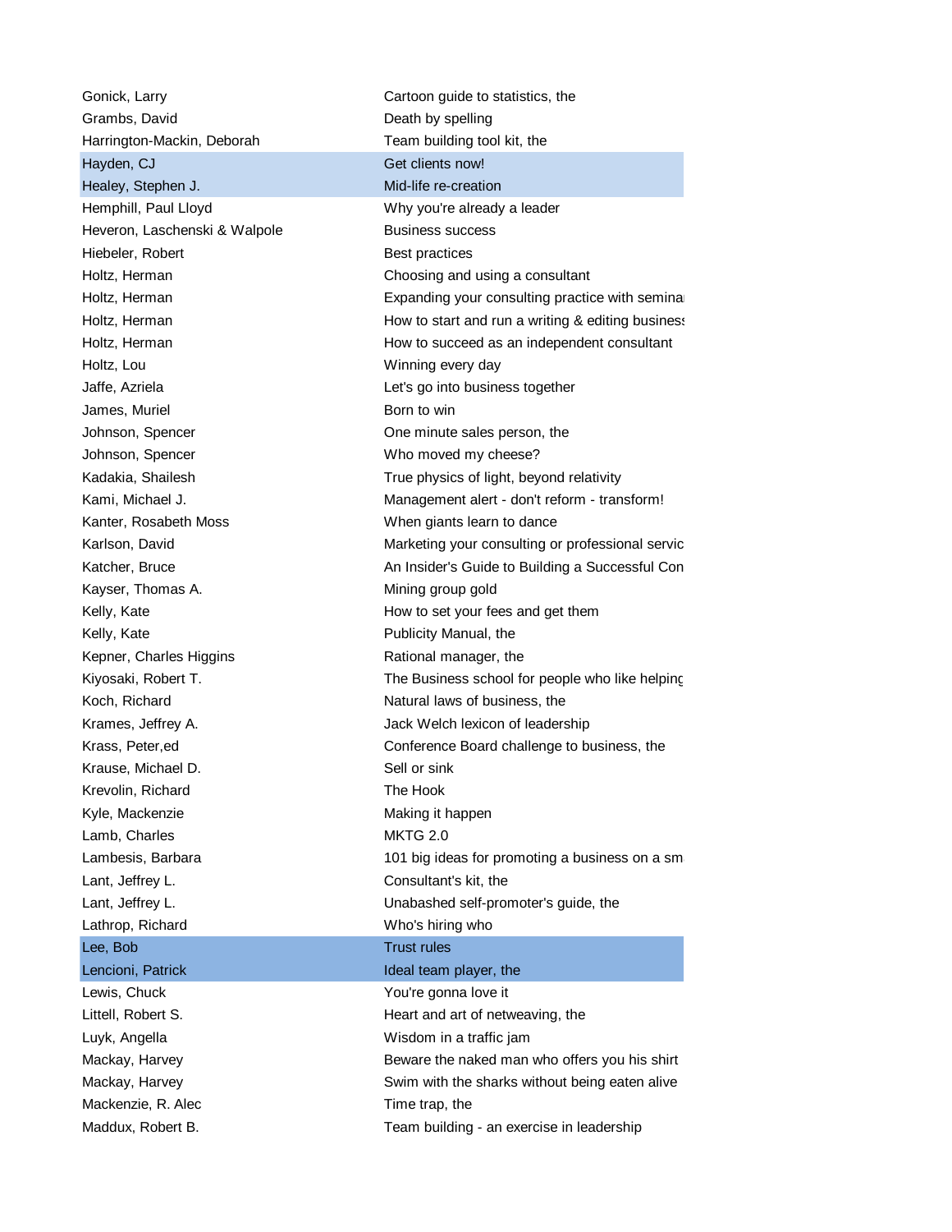| | |
|---|---|
| Gonick, Larry | Cartoon guide to statistics, the |
| Grambs, David | Death by spelling |
| Harrington-Mackin, Deborah | Team building tool kit, the |
| Hayden, CJ | Get clients now! |
| Healey, Stephen J. | Mid-life re-creation |
| Hemphill, Paul Lloyd | Why you're already a leader |
| Heveron, Laschenski & Walpole | Business success |
| Hiebeler, Robert | Best practices |
| Holtz, Herman | Choosing and using a consultant |
| Holtz, Herman | Expanding your consulting practice with semina |
| Holtz, Herman | How to start and run a writing & editing business |
| Holtz, Herman | How to succeed as an independent consultant |
| Holtz, Lou | Winning every day |
| Jaffe, Azriela | Let's go into business together |
| James, Muriel | Born to win |
| Johnson, Spencer | One minute sales person, the |
| Johnson, Spencer | Who moved my cheese? |
| Kadakia, Shailesh | True physics of light, beyond relativity |
| Kami, Michael J. | Management alert - don't reform - transform! |
| Kanter, Rosabeth Moss | When giants learn to dance |
| Karlson, David | Marketing your consulting or professional servic |
| Katcher, Bruce | An Insider's Guide to Building a Successful Con |
| Kayser, Thomas A. | Mining group gold |
| Kelly, Kate | How to set your fees and get them |
| Kelly, Kate | Publicity Manual, the |
| Kepner, Charles Higgins | Rational manager, the |
| Kiyosaki, Robert T. | The Business school for people who like helping |
| Koch, Richard | Natural laws of business, the |
| Krames, Jeffrey A. | Jack Welch lexicon of leadership |
| Krass, Peter,ed | Conference Board challenge to business, the |
| Krause, Michael D. | Sell or sink |
| Krevolin, Richard | The Hook |
| Kyle, Mackenzie | Making it happen |
| Lamb, Charles | MKTG 2.0 |
| Lambesis, Barbara | 101 big ideas for promoting a business on a sm |
| Lant, Jeffrey L. | Consultant's kit, the |
| Lant, Jeffrey L. | Unabashed self-promoter's guide, the |
| Lathrop, Richard | Who's hiring who |
| Lee, Bob | Trust rules |
| Lencioni, Patrick | Ideal team player, the |
| Lewis, Chuck | You're gonna love it |
| Littell, Robert S. | Heart and art of netweaving, the |
| Luyk, Angella | Wisdom in a traffic jam |
| Mackay, Harvey | Beware the naked man who offers you his shirt |
| Mackay, Harvey | Swim with the sharks without being eaten alive |
| Mackenzie, R. Alec | Time trap, the |
| Maddux, Robert B. | Team building - an exercise in leadership |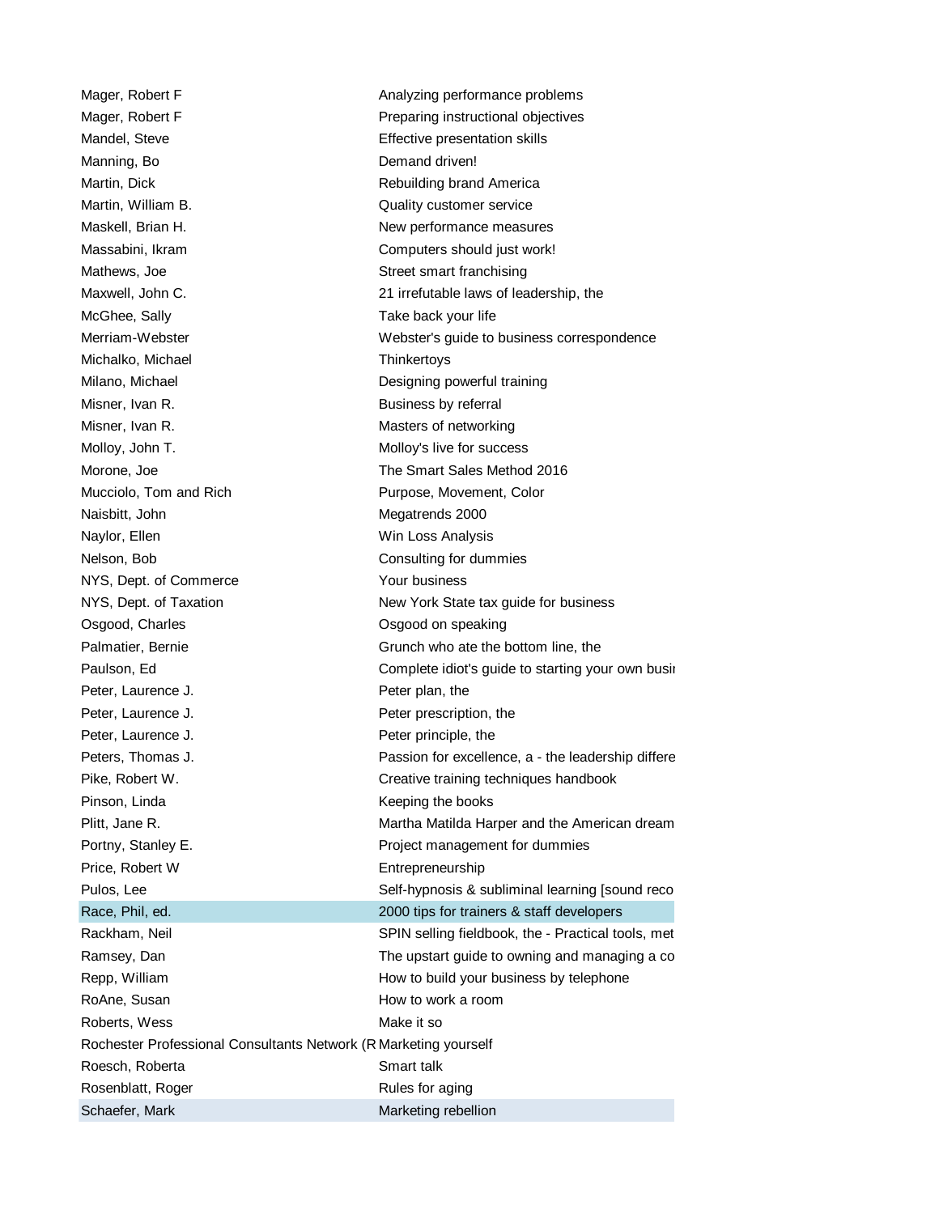| | |
|---|---|
| Mager, Robert F | Analyzing performance problems |
| Mager, Robert F | Preparing instructional objectives |
| Mandel, Steve | Effective presentation skills |
| Manning, Bo | Demand driven! |
| Martin, Dick | Rebuilding brand America |
| Martin, William B. | Quality customer service |
| Maskell, Brian H. | New performance measures |
| Massabini, Ikram | Computers should just work! |
| Mathews, Joe | Street smart franchising |
| Maxwell, John C. | 21 irrefutable laws of leadership, the |
| McGhee, Sally | Take back your life |
| Merriam-Webster | Webster's guide to business correspondence |
| Michalko, Michael | Thinkertoys |
| Milano, Michael | Designing powerful training |
| Misner, Ivan R. | Business by referral |
| Misner, Ivan R. | Masters of networking |
| Molloy, John T. | Molloy's live for success |
| Morone, Joe | The Smart Sales Method 2016 |
| Mucciolo, Tom and Rich | Purpose, Movement, Color |
| Naisbitt, John | Megatrends 2000 |
| Naylor, Ellen | Win Loss Analysis |
| Nelson, Bob | Consulting for dummies |
| NYS, Dept. of Commerce | Your business |
| NYS, Dept. of Taxation | New York State tax guide for business |
| Osgood, Charles | Osgood on speaking |
| Palmatier, Bernie | Grunch who ate the bottom line, the |
| Paulson, Ed | Complete idiot's guide to starting your own busi |
| Peter, Laurence J. | Peter plan, the |
| Peter, Laurence J. | Peter prescription, the |
| Peter, Laurence J. | Peter principle, the |
| Peters, Thomas J. | Passion for excellence, a - the leadership differe |
| Pike, Robert W. | Creative training techniques handbook |
| Pinson, Linda | Keeping the books |
| Plitt, Jane R. | Martha Matilda Harper and the American dream |
| Portny, Stanley E. | Project management for dummies |
| Price, Robert W | Entrepreneurship |
| Pulos, Lee | Self-hypnosis & subliminal learning [sound reco |
| Race, Phil, ed. | 2000 tips for trainers & staff developers |
| Rackham, Neil | SPIN selling fieldbook, the - Practical tools, met |
| Ramsey, Dan | The upstart guide to owning and managing a co |
| Repp, William | How to build your business by telephone |
| RoAne, Susan | How to work a room |
| Roberts, Wess | Make it so |
| Rochester Professional Consultants Network (R | Marketing yourself |
| Roesch, Roberta | Smart talk |
| Rosenblatt, Roger | Rules for aging |
| Schaefer, Mark | Marketing rebellion |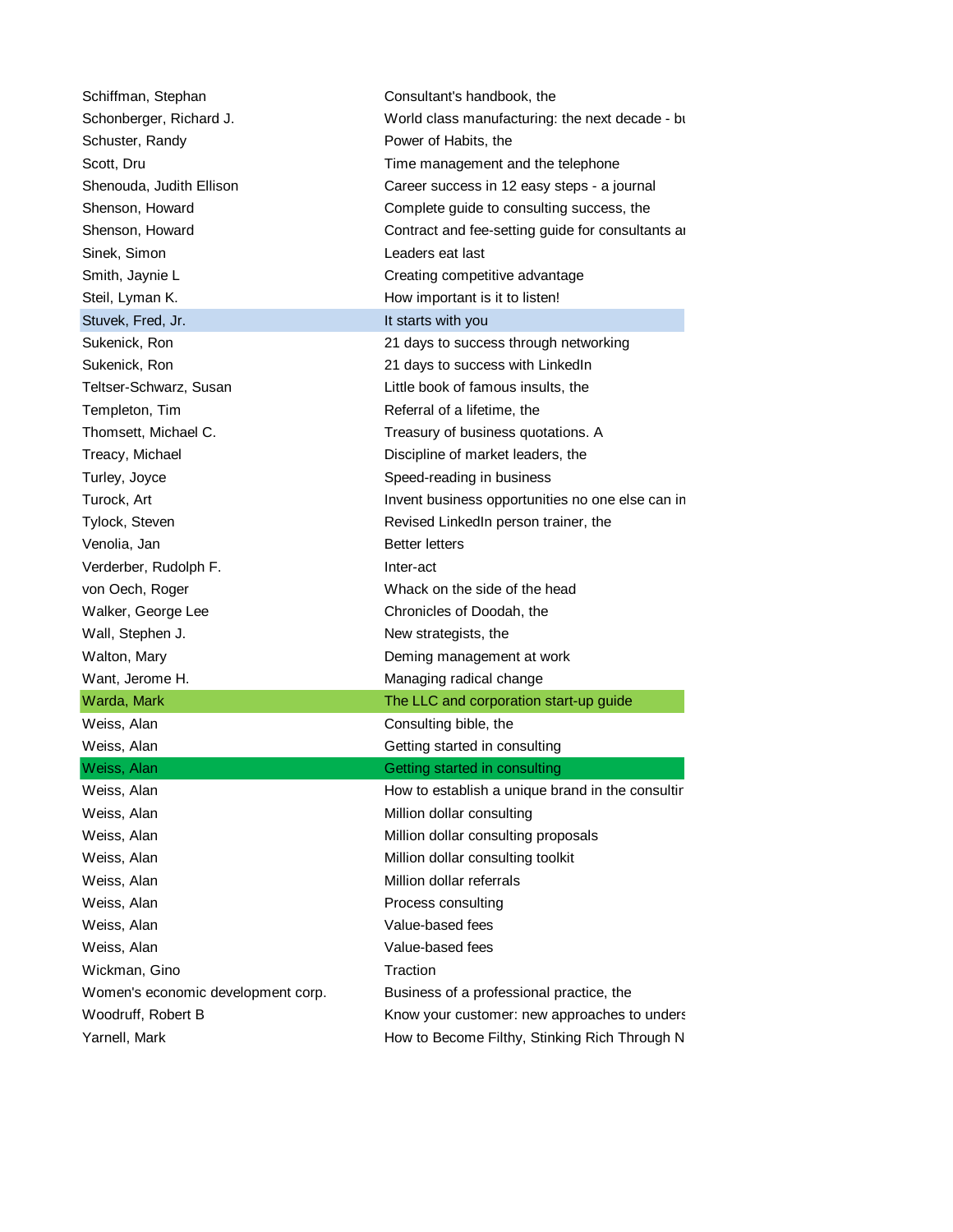| | |
|---|---|
| Schiffman, Stephan | Consultant's handbook, the |
| Schonberger, Richard J. | World class manufacturing: the next decade - bu |
| Schuster, Randy | Power of Habits, the |
| Scott, Dru | Time management and the telephone |
| Shenouda, Judith Ellison | Career success in 12 easy steps - a journal |
| Shenson, Howard | Complete guide to consulting success, the |
| Shenson, Howard | Contract and fee-setting guide for consultants ar |
| Sinek, Simon | Leaders eat last |
| Smith, Jaynie L | Creating competitive advantage |
| Steil, Lyman K. | How important is it to listen! |
| Stuvek, Fred, Jr. | It starts with you |
| Sukenick, Ron | 21 days to success through networking |
| Sukenick, Ron | 21 days to success with LinkedIn |
| Teltser-Schwarz, Susan | Little book of famous insults, the |
| Templeton, Tim | Referral of a lifetime, the |
| Thomsett, Michael C. | Treasury of business quotations. A |
| Treacy, Michael | Discipline of market leaders, the |
| Turley, Joyce | Speed-reading in business |
| Turock, Art | Invent business opportunities no one else can in |
| Tylock, Steven | Revised LinkedIn person trainer, the |
| Venolia, Jan | Better letters |
| Verderber, Rudolph F. | Inter-act |
| von Oech, Roger | Whack on the side of the head |
| Walker, George Lee | Chronicles of Doodah, the |
| Wall, Stephen J. | New strategists, the |
| Walton, Mary | Deming management at work |
| Want, Jerome H. | Managing radical change |
| Warda, Mark | The LLC and corporation start-up guide |
| Weiss, Alan | Consulting bible, the |
| Weiss, Alan | Getting started in consulting |
| Weiss, Alan | Getting started in consulting |
| Weiss, Alan | How to establish a unique brand in the consultir |
| Weiss, Alan | Million dollar consulting |
| Weiss, Alan | Million dollar consulting proposals |
| Weiss, Alan | Million dollar consulting toolkit |
| Weiss, Alan | Million dollar referrals |
| Weiss, Alan | Process consulting |
| Weiss, Alan | Value-based fees |
| Weiss, Alan | Value-based fees |
| Wickman, Gino | Traction |
| Women's economic development corp. | Business of a professional practice, the |
| Woodruff, Robert B | Know your customer: new approaches to unders |
| Yarnell, Mark | How to Become Filthy, Stinking Rich Through N |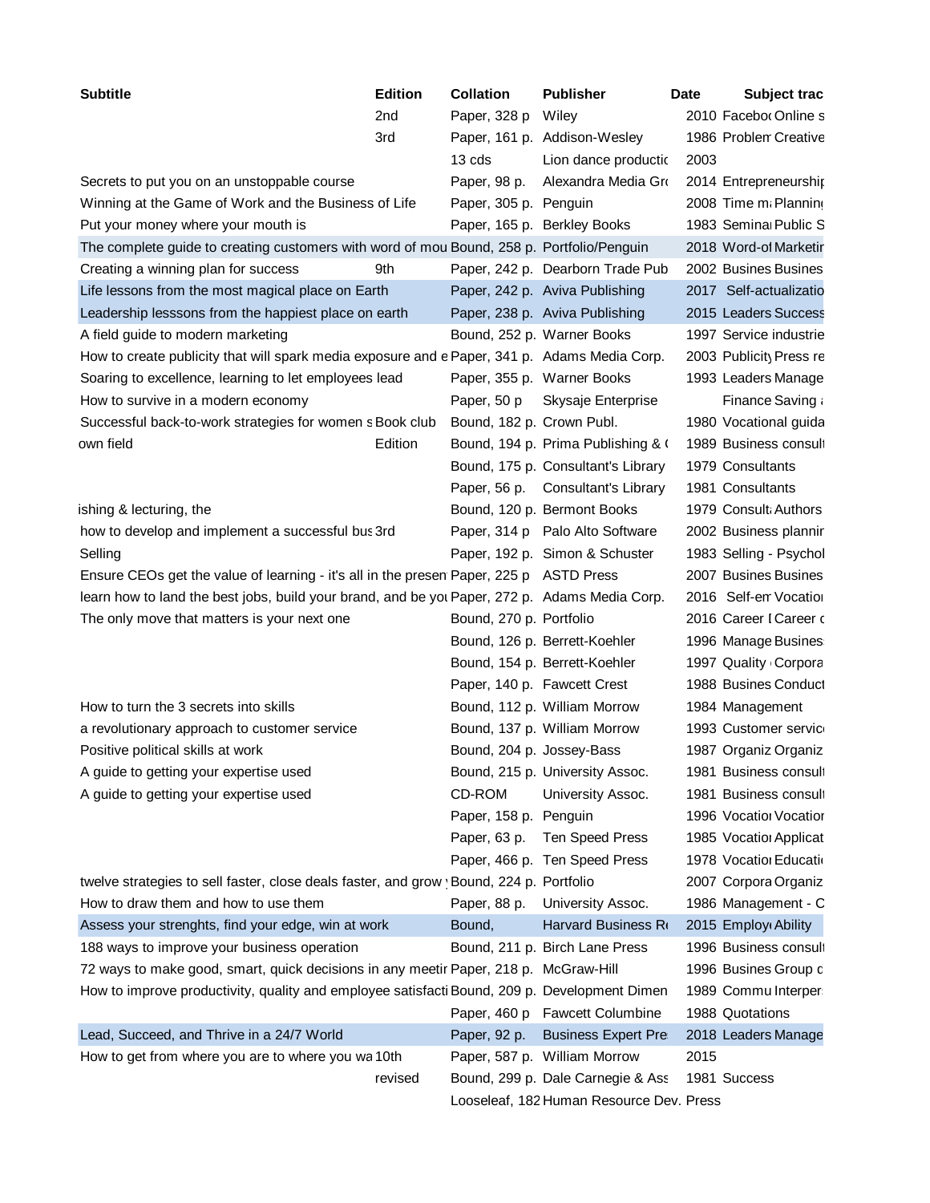| Subtitle | Edition | Collation | Publisher | Date | Subject trac |
|---|---|---|---|---|---|
| | 2nd | Paper, 328 p | Wiley | 2010 | Faceboo Online s |
| | 3rd | Paper, 161 p. | Addison-Wesley | 1986 | Problem Creative |
| | | 13 cds | Lion dance productio | 2003 | |
| Secrets to put you on an unstoppable course | | Paper, 98 p. | Alexandra Media Gro | 2014 | Entrepreneurship |
| Winning at the Game of Work and the Business of Life | | Paper, 305 p. | Penguin | 2008 | Time ma Planning |
| Put your money where your mouth is | | Paper, 165 p. | Berkley Books | 1983 | Seminar Public S |
| The complete guide to creating customers with word of mou | | Bound, 258 p. | Portfolio/Penguin | 2018 | Word-of Marketin |
| Creating a winning plan for success | 9th | Paper, 242 p. | Dearborn Trade Pub | 2002 | Busines Busines |
| Life lessons from the most magical place on Earth | | Paper, 242 p. | Aviva Publishing | 2017 | Self-actualizatio |
| Leadership lesssons from the happiest place on earth | | Paper, 238 p. | Aviva Publishing | 2015 | Leaders Success |
| A field guide to modern marketing | | Bound, 252 p. | Warner Books | 1997 | Service industrie |
| How to create publicity that will spark media exposure and e | | Paper, 341 p. | Adams Media Corp. | 2003 | Publicity Press re |
| Soaring to excellence, learning to let employees lead | | Paper, 355 p. | Warner Books | 1993 | Leaders Manage |
| How to survive in a modern economy | | Paper, 50 p | Skysaje Enterprise | | Finance Saving a |
| Successful back-to-work strategies for women s | Book club | Bound, 182 p. | Crown Publ. | 1980 | Vocational guida |
| own field | Edition | Bound, 194 p. | Prima Publishing & ( | 1989 | Business consult |
| | | Bound, 175 p. | Consultant's Library | 1979 | Consultants |
| | | Paper, 56 p. | Consultant's Library | 1981 | Consultants |
| ishing & lecturing, the | | Bound, 120 p. | Bermont Books | 1979 | Consulta Authors |
| how to develop and implement a successful bus | 3rd | Paper, 314 p | Palo Alto Software | 2002 | Business plannin |
| Selling | | Paper, 192 p. | Simon & Schuster | 1983 | Selling - Psychol |
| Ensure CEOs get the value of learning - it's all in the presen | | Paper, 225 p | ASTD Press | 2007 | Busines Busines |
| learn how to land the best jobs, build your brand, and be you | | Paper, 272 p. | Adams Media Corp. | 2016 | Self-em Vocation |
| The only move that matters is your next one | | Bound, 270 p. | Portfolio | 2016 | Career [ Career c |
| | | Bound, 126 p. | Berrett-Koehler | 1996 | Manage Business |
| | | Bound, 154 p. | Berrett-Koehler | 1997 | Quality Corpora |
| | | Paper, 140 p. | Fawcett Crest | 1988 | Busines Conduct |
| How to turn the 3 secrets into skills | | Bound, 112 p. | William Morrow | 1984 | Management |
| a revolutionary approach to customer service | | Bound, 137 p. | William Morrow | 1993 | Customer service |
| Positive political skills at work | | Bound, 204 p. | Jossey-Bass | 1987 | Organiz Organiz |
| A guide to getting your expertise used | | Bound, 215 p. | University Assoc. | 1981 | Business consult |
| A guide to getting your expertise used | | CD-ROM | University Assoc. | 1981 | Business consult |
| | | Paper, 158 p. | Penguin | 1996 | Vocation Vocation |
| | | Paper, 63 p. | Ten Speed Press | 1985 | Vocation Applicat |
| | | Paper, 466 p. | Ten Speed Press | 1978 | Vocation Educatio |
| twelve strategies to sell faster, close deals faster, and grow | | Bound, 224 p. | Portfolio | 2007 | Corpora Organiz |
| How to draw them and how to use them | | Paper, 88 p. | University Assoc. | 1986 | Management - C |
| Assess your strenghts, find your edge, win at work | | Bound, | Harvard Business R | 2015 | Employ Ability |
| 188 ways to improve your business operation | | Bound, 211 p. | Birch Lane Press | 1996 | Business consult |
| 72 ways to make good, smart, quick decisions in any meetir | | Paper, 218 p. | McGraw-Hill | 1996 | Busines Group d |
| How to improve productivity, quality and employee satisfacti | | Bound, 209 p. | Development Dimen | 1989 | Commu Interper |
| | | Paper, 460 p | Fawcett Columbine | 1988 | Quotations |
| Lead, Succeed, and Thrive in a 24/7 World | | Paper, 92 p. | Business Expert Pre | 2018 | Leaders Manage |
| How to get from where you are to where you wa | 10th | Paper, 587 p. | William Morrow | 2015 | |
| | revised | Bound, 299 p. | Dale Carnegie & Ass | 1981 | Success |
| | | Looseleaf, 182 | Human Resource Dev. Press | | |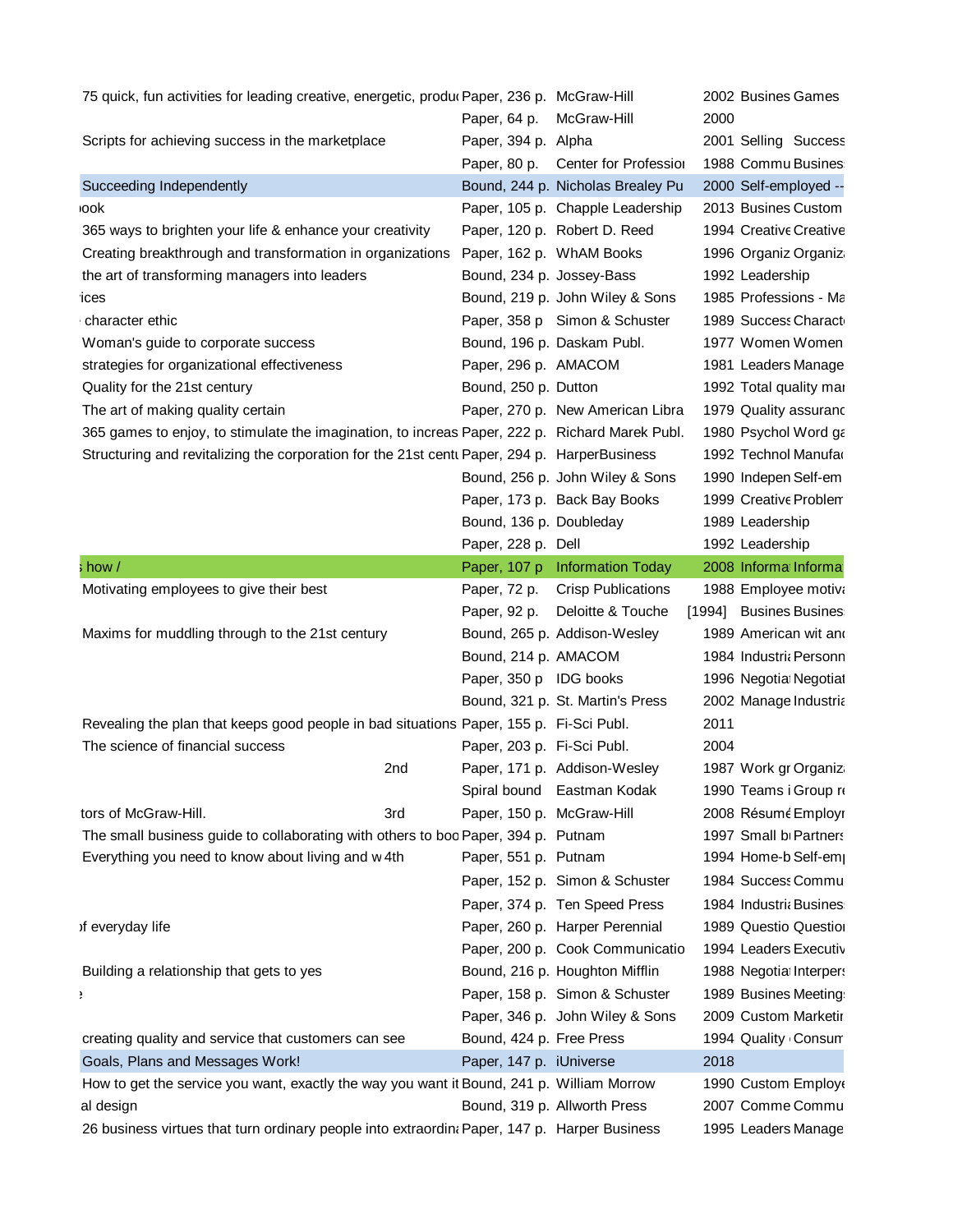| | | | | | | |
|---|---|---|---|---|---|---|
| 75 quick, fun activities for leading creative, energetic, produ | | Paper, 236 p. | McGraw-Hill | 2002 | Busines | Games |
| | | Paper, 64 p. | McGraw-Hill | 2000 | | |
| Scripts for achieving success in the marketplace | | Paper, 394 p. | Alpha | 2001 | Selling | Success |
| | | Paper, 80 p. | Center for Professio | 1988 | Commu | Busines |
| Succeeding Independently | | Bound, 244 p. | Nicholas Brealey Pu | 2000 | Self-employed -- | |
| ook | | Paper, 105 p. | Chapple Leadership | 2013 | Busines | Custom |
| 365 ways to brighten your life & enhance your creativity | | Paper, 120 p. | Robert D. Reed | 1994 | Creative | Creative |
| Creating breakthrough and transformation in organizations | | Paper, 162 p. | WhAM Books | 1996 | Organiz | Organiz |
| the art of transforming managers into leaders | | Bound, 234 p. | Jossey-Bass | 1992 | Leadership | |
| ices | | Bound, 219 p. | John Wiley & Sons | 1985 | Professions - Ma | |
| character ethic | | Paper, 358 p | Simon & Schuster | 1989 | Success | Charact |
| Woman's guide to corporate success | | Bound, 196 p. | Daskam Publ. | 1977 | Women | Women |
| strategies for organizational effectiveness | | Paper, 296 p. | AMACOM | 1981 | Leaders | Manage |
| Quality for the 21st century | | Bound, 250 p. | Dutton | 1992 | Total quality mar | |
| The art of making quality certain | | Paper, 270 p. | New American Libra | 1979 | Quality assuranc | |
| 365 games to enjoy, to stimulate the imagination, to increas | | Paper, 222 p. | Richard Marek Publ. | 1980 | Psychol | Word ga |
| Structuring and revitalizing the corporation for the 21st cent | | Paper, 294 p. | HarperBusiness | 1992 | Technol | Manufa |
| | | Bound, 256 p. | John Wiley & Sons | 1990 | Indepen | Self-em |
| | | Paper, 173 p. | Back Bay Books | 1999 | Creative | Problem |
| | | Bound, 136 p. | Doubleday | 1989 | Leadership | |
| | | Paper, 228 p. | Dell | 1992 | Leadership | |
| s how / | | Paper, 107 p | Information Today | 2008 | Informa | Informa |
| Motivating employees to give their best | | Paper, 72 p. | Crisp Publications | 1988 | Employee motiva | |
| | | Paper, 92 p. | Deloitte & Touche | [1994] | Busines | Busines |
| Maxims for muddling through to the 21st century | | Bound, 265 p. | Addison-Wesley | 1989 | American wit and | |
| | | Bound, 214 p. | AMACOM | 1984 | Industria | Personn |
| | | Paper, 350 p | IDG books | 1996 | Negotia | Negotiat |
| | | Bound, 321 p. | St. Martin's Press | 2002 | Manage | Industria |
| Revealing the plan that keeps good people in bad situations | | Paper, 155 p. | Fi-Sci Publ. | 2011 | | |
| The science of financial success | | Paper, 203 p. | Fi-Sci Publ. | 2004 | | |
| | 2nd | Paper, 171 p. | Addison-Wesley | 1987 | Work gr | Organiz |
| | | Spiral bound | Eastman Kodak | 1990 | Teams i | Group r |
| tors of McGraw-Hill. | 3rd | Paper, 150 p. | McGraw-Hill | 2008 | Résumé | Employ |
| The small business guide to collaborating with others to boo | | Paper, 394 p. | Putnam | 1997 | Small b | Partners |
| Everything you need to know about living and w | 4th | Paper, 551 p. | Putnam | 1994 | Home-b | Self-em |
| | | Paper, 152 p. | Simon & Schuster | 1984 | Success | Commu |
| | | Paper, 374 p. | Ten Speed Press | 1984 | Industria | Busines |
| of everyday life | | Paper, 260 p. | Harper Perennial | 1989 | Questio | Questio |
| | | Paper, 200 p. | Cook Communicatio | 1994 | Leaders | Executiv |
| Building a relationship that gets to yes | | Bound, 216 p. | Houghton Mifflin | 1988 | Negotia | Interpers |
| e | | Paper, 158 p. | Simon & Schuster | 1989 | Busines | Meeting |
| | | Paper, 346 p. | John Wiley & Sons | 2009 | Custom | Marketi |
| creating quality and service that customers can see | | Bound, 424 p. | Free Press | 1994 | Quality | Consum |
| Goals, Plans and Messages Work! | | Paper, 147 p. | iUniverse | 2018 | | |
| How to get the service you want, exactly the way you want it | | Bound, 241 p. | William Morrow | 1990 | Custom | Employe |
| al design | | Bound, 319 p. | Allworth Press | 2007 | Comme | Commu |
| 26 business virtues that turn ordinary people into extraordin | | Paper, 147 p. | Harper Business | 1995 | Leaders | Manage |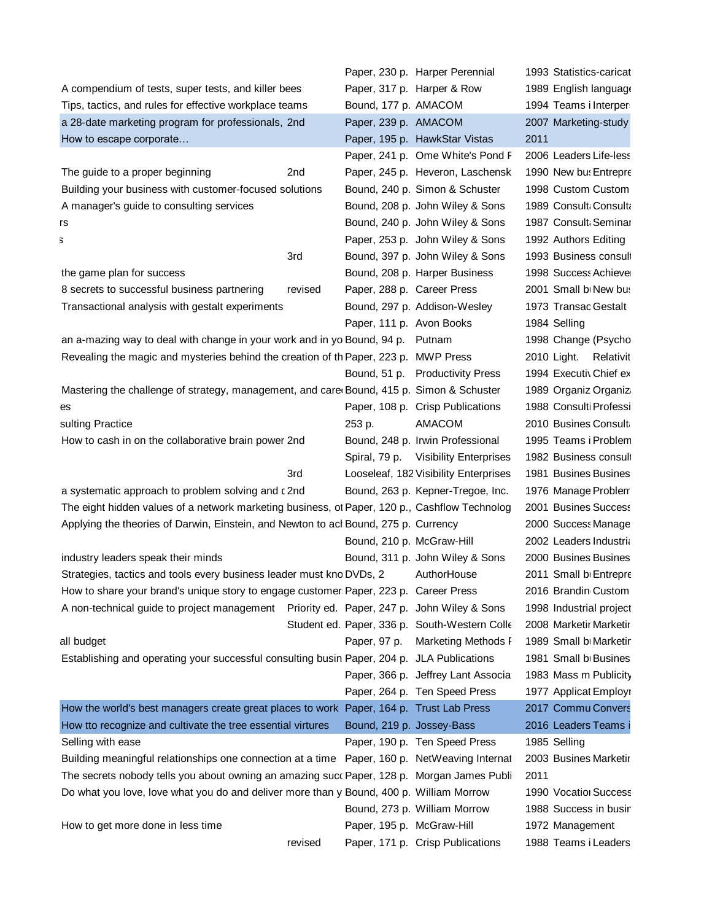| | | | | | | |
|---|---|---|---|---|---|---|
| | | Paper, 230 p. | Harper Perennial | 1993 | Statistics-caricat | |
| A compendium of tests, super tests, and killer bees | | Paper, 317 p. | Harper & Row | 1989 | English language | |
| Tips, tactics, and rules for effective workplace teams | | Bound, 177 p. | AMACOM | 1994 | Teams i | Interper |
| a 28-date marketing program for professionals, 2nd | | Paper, 239 p. | AMACOM | 2007 | Marketing-study | |
| How to escape corporate… | | Paper, 195 p. | HawkStar Vistas | 2011 | | |
| | | Paper, 241 p. | Ome White's Pond F | 2006 | Leaders | Life-less |
| The guide to a proper beginning | 2nd | Paper, 245 p. | Heveron, Laschensk | 1990 | New bus | Entrepre |
| Building your business with customer-focused solutions | | Bound, 240 p. | Simon & Schuster | 1998 | Custom | Custom |
| A manager's guide to consulting services | | Bound, 208 p. | John Wiley & Sons | 1989 | Consult | Consulta |
| rs | | Bound, 240 p. | John Wiley & Sons | 1987 | Consult | Seminar |
| s | | Paper, 253 p. | John Wiley & Sons | 1992 | Authors | Editing |
| | 3rd | Bound, 397 p. | John Wiley & Sons | 1993 | Business consult | |
| the game plan for success | | Bound, 208 p. | Harper Business | 1998 | Success | Achieve |
| 8 secrets to successful business partnering | revised | Paper, 288 p. | Career Press | 2001 | Small bu | New bus |
| Transactional analysis with gestalt experiments | | Bound, 297 p. | Addison-Wesley | 1973 | Transac | Gestalt |
| | | Paper, 111 p. | Avon Books | 1984 | Selling | |
| an a-mazing way to deal with change in your work and in yo | | Bound, 94 p. | Putnam | 1998 | Change (Psycho | |
| Revealing the magic and mysteries behind the creation of th | | Paper, 223 p. | MWP Press | 2010 | Light. | Relativit |
| | | Bound, 51 p. | Productivity Press | 1994 | Executiv | Chief ex |
| Mastering the challenge of strategy, management, and care | | Bound, 415 p. | Simon & Schuster | 1989 | Organiz | Organiz |
| es | | Paper, 108 p. | Crisp Publications | 1988 | Consulti | Professi |
| sulting Practice | | 253 p. | AMACOM | 2010 | Busines | Consult |
| How to cash in on the collaborative brain power | 2nd | Bound, 248 p. | Irwin Professional | 1995 | Teams i | Problem |
| | | Spiral, 79 p. | Visibility Enterprises | 1982 | Business consult | |
| | 3rd | Looseleaf, 182 | Visibility Enterprises | 1981 | Busines | Busines |
| a systematic approach to problem solving and c | 2nd | Bound, 263 p. | Kepner-Tregoe, Inc. | 1976 | Manage | Problem |
| The eight hidden values of a network marketing business, ot | | Paper, 120 p., | Cashflow Technolog | 2001 | Busines | Success |
| Applying the theories of Darwin, Einstein, and Newton to ach | | Bound, 275 p. | Currency | 2000 | Success | Manage |
| | | Bound, 210 p. | McGraw-Hill | 2002 | Leaders | Industria |
| industry leaders speak their minds | | Bound, 311 p. | John Wiley & Sons | 2000 | Busines | Busines |
| Strategies, tactics and tools every business leader must kno | | DVDs, 2 | AuthorHouse | 2011 | Small bu | Entrepre |
| How to share your brand's unique story to engage customer | | Paper, 223 p. | Career Press | 2016 | Brandin | Custom |
| A non-technical guide to project management | Priority ed. | Paper, 247 p. | John Wiley & Sons | 1998 | Industrial project | |
| | Student ed. | Paper, 336 p. | South-Western Colle | 2008 | Marketir | Marketir |
| all budget | | Paper, 97 p. | Marketing Methods F | 1989 | Small bu | Marketir |
| Establishing and operating your successful consulting busin | | Paper, 204 p. | JLA Publications | 1981 | Small bu | Busines |
| | | Paper, 366 p. | Jeffrey Lant Associa | 1983 | Mass m | Publicity |
| | | Paper, 264 p. | Ten Speed Press | 1977 | Applicat | Employr |
| How the world's best managers create great places to work | | Paper, 164 p. | Trust Lab Press | 2017 | Commu | Convers |
| How tto recognize and cultivate the tree essential virtures | | Bound, 219 p. | Jossey-Bass | 2016 | Leaders | Teams i |
| Selling with ease | | Paper, 190 p. | Ten Speed Press | 1985 | Selling | |
| Building meaningful relationships one connection at a time | | Paper, 160 p. | NetWeaving Internat | 2003 | Busines | Marketir |
| The secrets nobody tells you about owning an amazing succ | | Paper, 128 p. | Morgan James Publi | 2011 | | |
| Do what you love, love what you do and deliver more than y | | Bound, 400 p. | William Morrow | 1990 | Vocatior | Success |
| | | Bound, 273 p. | William Morrow | 1988 | Success in busir | |
| How to get more done in less time | | Paper, 195 p. | McGraw-Hill | 1972 | Management | |
| | revised | Paper, 171 p. | Crisp Publications | 1988 | Teams i | Leaders |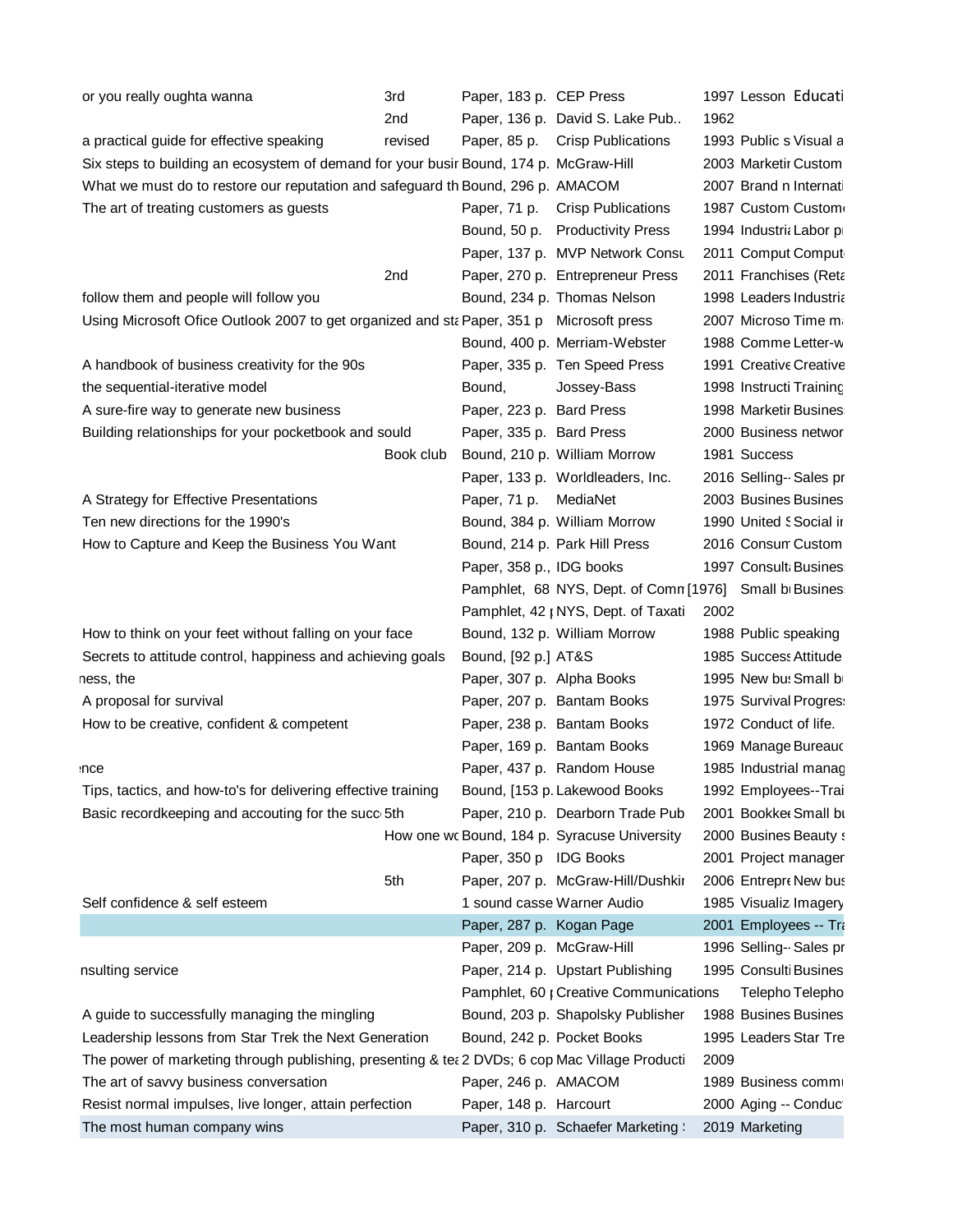| | | | | | | |
|---|---|---|---|---|---|---|
| or you really oughta wanna | 3rd | Paper, 183 p. | CEP Press | 1997 | Lesson | Educati |
| | 2nd | Paper, 136 p. | David S. Lake Pub.. | 1962 | | |
| a practical guide for effective speaking | revised | Paper, 85 p. | Crisp Publications | 1993 | Public s | Visual a |
| Six steps to building an ecosystem of demand for your busir | | Bound, 174 p. | McGraw-Hill | 2003 | Marketir | Custom |
| What we must do to restore our reputation and safeguard th | | Bound, 296 p. | AMACOM | 2007 | Brand n | Internati |
| The art of treating customers as guests | | Paper, 71 p. | Crisp Publications | 1987 | Custom | Custom |
| | | Bound, 50 p. | Productivity Press | 1994 | Industria | Labor pı |
| | | Paper, 137 p. | MVP Network Consu | 2011 | Comput | Comput |
| | 2nd | Paper, 270 p. | Entrepreneur Press | 2011 | Franchises (Reta | |
| follow them and people will follow you | | Bound, 234 p. | Thomas Nelson | 1998 | Leaders | Industria |
| Using Microsoft Ofice Outlook 2007 to get organized and sta | | Paper, 351 p | Microsoft press | 2007 | Microso | Time m |
| | | Bound, 400 p. | Merriam-Webster | 1988 | Comme | Letter-w |
| A handbook of business creativity for the 90s | | Paper, 335 p. | Ten Speed Press | 1991 | Creative | Creative |
| the sequential-iterative model | | Bound, | Jossey-Bass | 1998 | Instructi | Training |
| A sure-fire way to generate new business | | Paper, 223 p. | Bard Press | 1998 | Marketir | Busines |
| Building relationships for your pocketbook and sould | | Paper, 335 p. | Bard Press | 2000 | Business networ | |
| | Book club | Bound, 210 p. | William Morrow | 1981 | Success | |
| | | Paper, 133 p. | Worldleaders, Inc. | 2016 | Selling-- | Sales pr |
| A Strategy for Effective Presentations | | Paper, 71 p. | MediaNet | 2003 | Busines | Busines |
| Ten new directions for the 1990's | | Bound, 384 p. | William Morrow | 1990 | United S | Social ir |
| How to Capture and Keep the Business You Want | | Bound, 214 p. | Park Hill Press | 2016 | Consum | Custom |
| | | Paper, 358 p., | IDG books | 1997 | Consult | Busines |
| | | Pamphlet, 68 | NYS, Dept. of Comn | [1976] | Small bı | Busines |
| | | Pamphlet, 42 ı | NYS, Dept. of Taxati | 2002 | | |
| How to think on your feet without falling on your face | | Bound, 132 p. | William Morrow | 1988 | Public speaking | |
| Secrets to attitude control, happiness and achieving goals | | Bound, [92 p.] | AT&S | 1985 | Success | Attitude |
| ness, the | | Paper, 307 p. | Alpha Books | 1995 | New bus | Small bı |
| A proposal for survival | | Paper, 207 p. | Bantam Books | 1975 | Survival | Progres |
| How to be creative, confident & competent | | Paper, 238 p. | Bantam Books | 1972 | Conduct of life. | |
| | | Paper, 169 p. | Bantam Books | 1969 | Manage | Bureau |
| ence | | Paper, 437 p. | Random House | 1985 | Industrial manag | |
| Tips, tactics, and how-to's for delivering effective training | | Bound, [153 p. | Lakewood Books | 1992 | Employees--Trai | |
| Basic recordkeeping and accouting for the succ | 5th | Paper, 210 p. | Dearborn Trade Pub | 2001 | Bookke | Small bu |
| | How one wc | Bound, 184 p. | Syracuse University | 2000 | Busines | Beauty s |
| | | Paper, 350 p | IDG Books | 2001 | Project manager | |
| | 5th | Paper, 207 p. | McGraw-Hill/Dushkir | 2006 | Entrepre | New bus |
| Self confidence & self esteem | | 1 sound casse | Warner Audio | 1985 | Visualiz | Imagery |
| | | Paper, 287 p. | Kogan Page | 2001 | Employees -- Tra | |
| | | Paper, 209 p. | McGraw-Hill | 1996 | Selling-- | Sales pr |
| nsulting service | | Paper, 214 p. | Upstart Publishing | 1995 | Consulti | Busines |
| | | Pamphlet, 60 ı | Creative Communications | | Telepho | Telepho |
| A guide to successfully managing the mingling | | Bound, 203 p. | Shapolsky Publisher | 1988 | Busines | Busines |
| Leadership lessons from Star Trek the Next Generation | | Bound, 242 p. | Pocket Books | 1995 | Leaders | Star Tre |
| The power of marketing through publishing, presenting & tea | | 2 DVDs; 6 cop | Mac Village Producti | 2009 | | |
| The art of savvy business conversation | | Paper, 246 p. | AMACOM | 1989 | Business commı | |
| Resist normal impulses, live longer, attain perfection | | Paper, 148 p. | Harcourt | 2000 | Aging -- Conduc | |
| The most human company wins | | Paper, 310 p. | Schaefer Marketing | 2019 | Marketing | |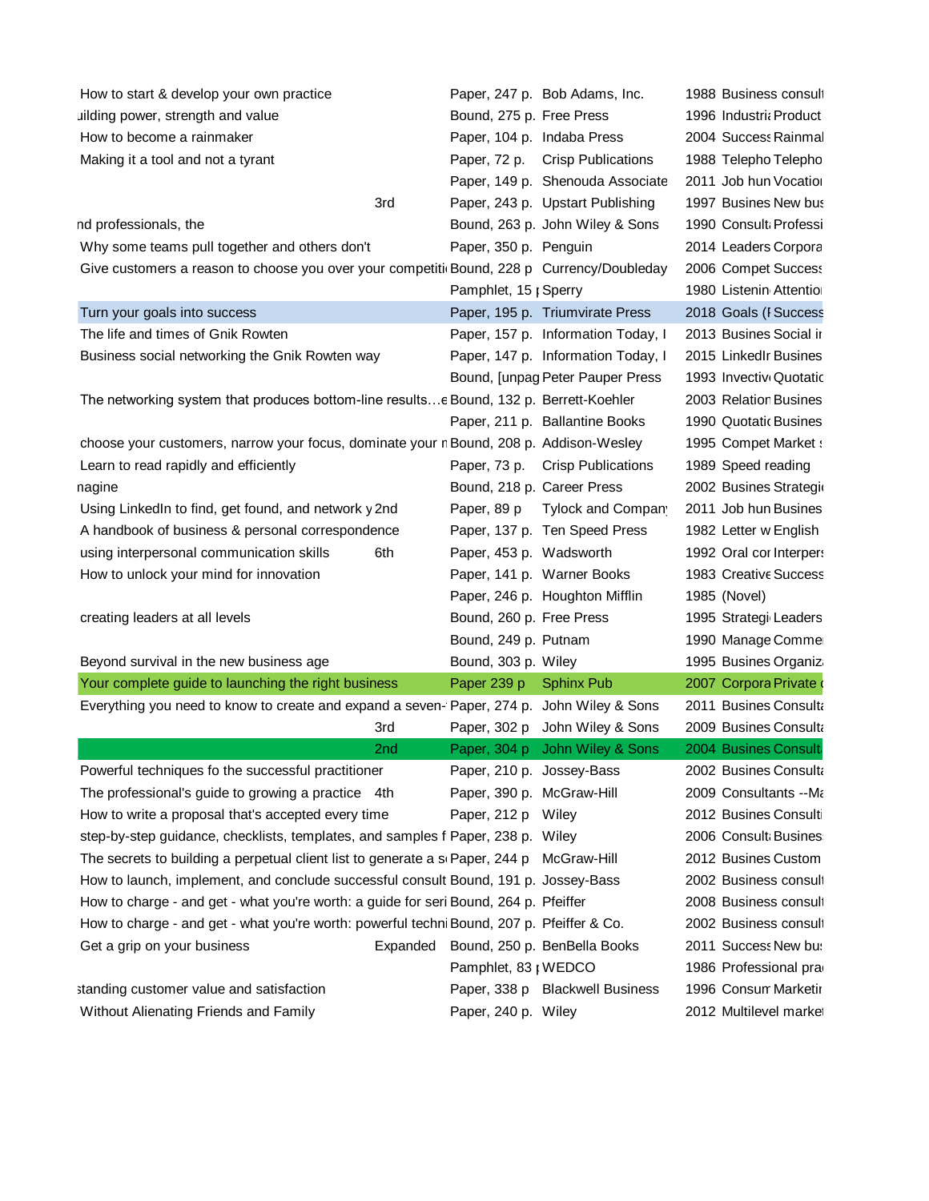| | | | | | | |
|---|---|---|---|---|---|---|
| How to start & develop your own practice | | Paper, 247 p. | Bob Adams, Inc. | 1988 | Business consult | |
| uilding power, strength and value | | Bound, 275 p. | Free Press | 1996 | Industria | Product |
| How to become a rainmaker | | Paper, 104 p. | Indaba Press | 2004 | Success | Rainmal |
| Making it a tool and not a tyrant | | Paper, 72 p. | Crisp Publications | 1988 | Telepho | Telepho |
| | | Paper, 149 p. | Shenouda Associate | 2011 | Job hun | Vocation |
| | 3rd | Paper, 243 p. | Upstart Publishing | 1997 | Busines | New bus |
| nd professionals, the | | Bound, 263 p. | John Wiley & Sons | 1990 | Consult | Professi |
| Why some teams pull together and others don't | | Paper, 350 p. | Penguin | 2014 | Leaders | Corpora |
| Give customers a reason to choose you over your competiti | | Bound, 228 p | Currency/Doubleday | 2006 | Compet | Success |
| | | Pamphlet, 15 p | Sperry | 1980 | Listenin | Attention |
| Turn your goals into success | | Paper, 195 p. | Triumvirate Press | 2018 | Goals (F | Success |
| The life and times of Gnik Rowten | | Paper, 157 p. | Information Today, I | 2013 | Busines | Social ir |
| Business social networking the Gnik Rowten way | | Paper, 147 p. | Information Today, I | 2015 | LinkedIr | Busines |
| | | Bound, [unpag | Peter Pauper Press | 1993 | Invectiv | Quotatic |
| The networking system that produces bottom-line results…e | | Bound, 132 p. | Berrett-Koehler | 2003 | Relation | Busines |
| | | Paper, 211 p. | Ballantine Books | 1990 | Quotatic | Busines |
| choose your customers, narrow your focus, dominate your r | | Bound, 208 p. | Addison-Wesley | 1995 | Compet | Market s |
| Learn to read rapidly and efficiently | | Paper, 73 p. | Crisp Publications | 1989 | Speed reading | |
| nagine | | Bound, 218 p. | Career Press | 2002 | Busines | Strategi |
| Using LinkedIn to find, get found, and network y | 2nd | Paper, 89 p | Tylock and Compan | 2011 | Job hun | Busines |
| A handbook of business & personal correspondence | | Paper, 137 p. | Ten Speed Press | 1982 | Letter w | English |
| using interpersonal communication skills | 6th | Paper, 453 p. | Wadsworth | 1992 | Oral cor | Interpers |
| How to unlock your mind for innovation | | Paper, 141 p. | Warner Books | 1983 | Creative | Success |
| | | Paper, 246 p. | Houghton Mifflin | 1985 | (Novel) | |
| creating leaders at all levels | | Bound, 260 p. | Free Press | 1995 | Strategi | Leaders |
| | | Bound, 249 p. | Putnam | 1990 | Manage | Comme |
| Beyond survival in the new business age | | Bound, 303 p. | Wiley | 1995 | Busines | Organiz |
| Your complete guide to launching the right business | | Paper 239 p | Sphinx Pub | 2007 | Corpora | Private c |
| Everything you need to know to create and expand a seven- | | Paper, 274 p. | John Wiley & Sons | 2011 | Busines | Consulta |
| | 3rd | Paper, 302 p | John Wiley & Sons | 2009 | Busines | Consulta |
| | 2nd | Paper, 304 p | John Wiley & Sons | 2004 | Busines | Consult |
| Powerful techniques fo the successful practitioner | | Paper, 210 p. | Jossey-Bass | 2002 | Busines | Consulta |
| The professional's guide to growing a practice | 4th | Paper, 390 p. | McGraw-Hill | 2009 | Consultants --Ma | |
| How to write a proposal that's accepted every time | | Paper, 212 p | Wiley | 2012 | Busines | Consulti |
| step-by-step guidance, checklists, templates, and samples f | | Paper, 238 p. | Wiley | 2006 | Consult | Busines |
| The secrets to building a perpetual client list to generate a s | | Paper, 244 p | McGraw-Hill | 2012 | Busines | Custom |
| How to launch, implement, and conclude successful consult | | Bound, 191 p. | Jossey-Bass | 2002 | Business consult | |
| How to charge - and get - what you're worth: a guide for seri | | Bound, 264 p. | Pfeiffer | 2008 | Business consult | |
| How to charge - and get - what you're worth: powerful techni | | Bound, 207 p. | Pfeiffer & Co. | 2002 | Business consult | |
| Get a grip on your business | Expanded | Bound, 250 p. | BenBella Books | 2011 | Success | New bus |
| | | Pamphlet, 83 p | WEDCO | 1986 | Professional pra | |
| standing customer value and satisfaction | | Paper, 338 p | Blackwell Business | 1996 | Consum | Marketir |
| Without Alienating Friends and Family | | Paper, 240 p. | Wiley | 2012 | Multilevel marke | |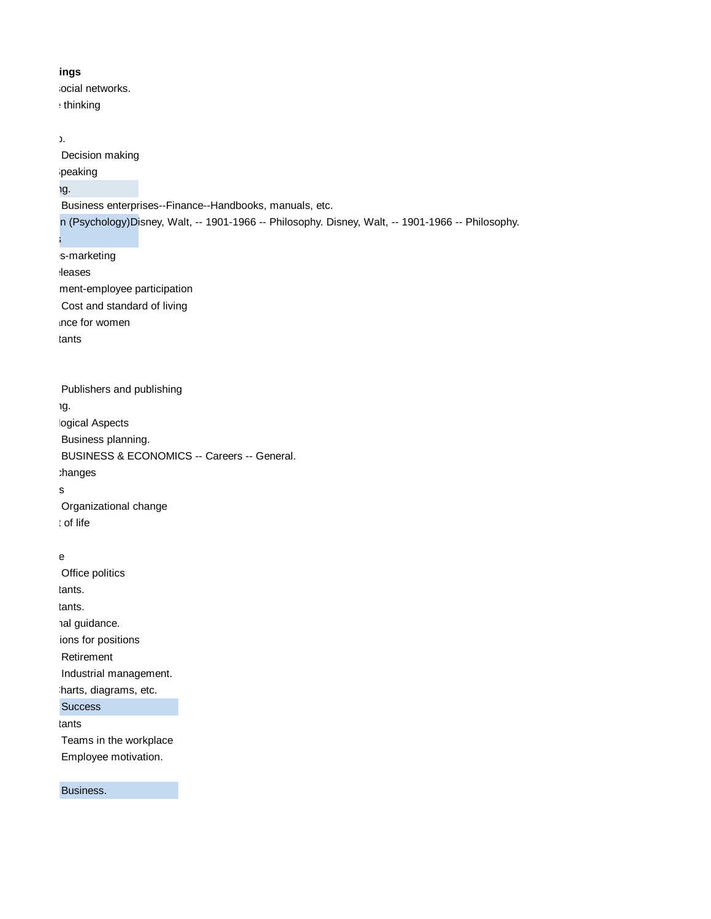**ings**

iocial networks.

: thinking

).

Decision making

speaking

ng.

Business enterprises--Finance--Handbooks, manuals, etc.

n (Psychology)Disney, Walt, -- 1901-1966 -- Philosophy. Disney, Walt, -- 1901-1966 -- Philosophy.

s

s-marketing

eleases

ment-employee participation

Cost and standard of living

nce for women

tants

Publishers and publishing

ng.

logical Aspects

Business planning.

BUSINESS & ECONOMICS -- Careers -- General.

changes

s

Organizational change

: of life

e

Office politics

tants.

tants.

nal guidance.

ions for positions

Retirement

Industrial management.

charts, diagrams, etc.

Success

tants

Teams in the workplace

Employee motivation.

Business.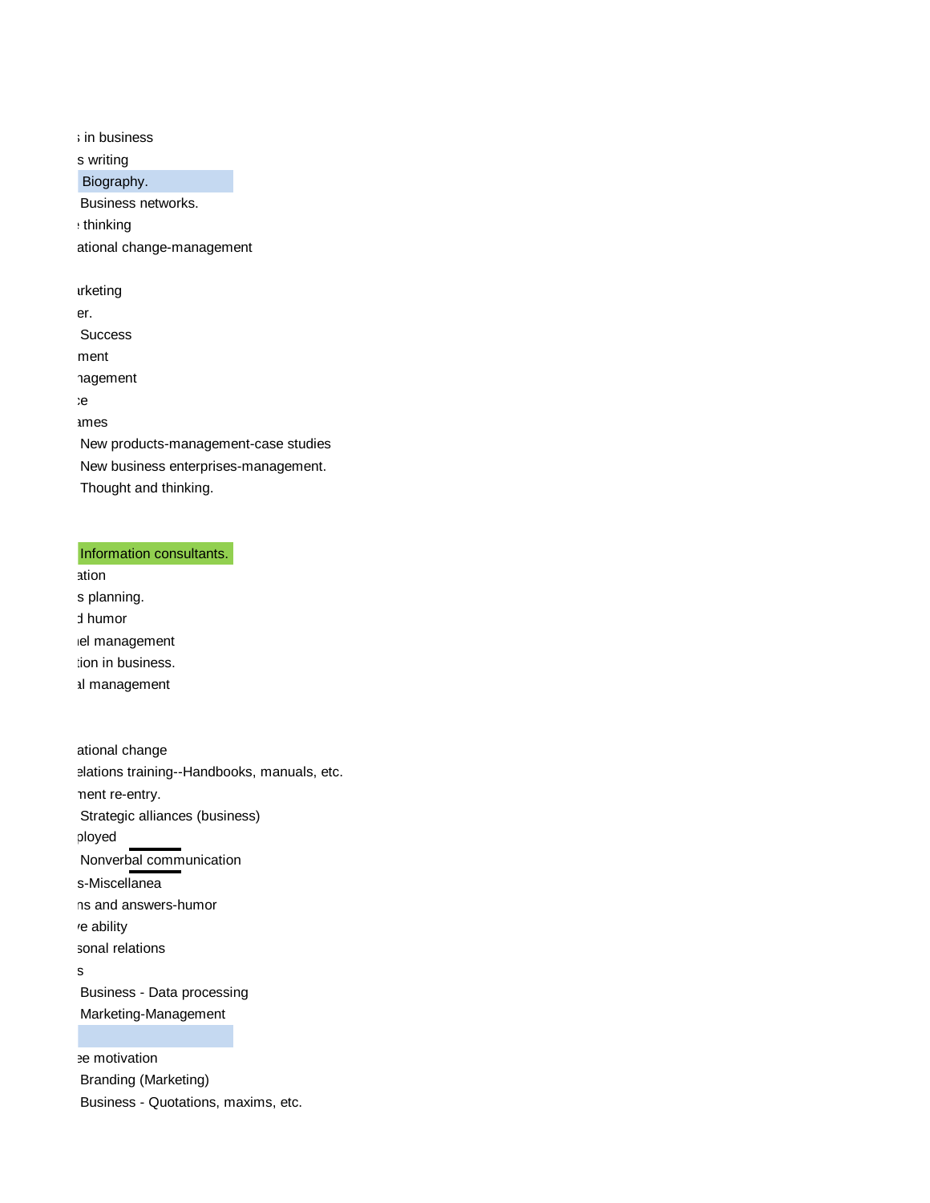; in business
s writing
Biography.
Business networks.
: thinking
ational change-management

ırketing
er.
Success
ment
ıagement
:e
ames
New products-management-case studies
New business enterprises-management.
Thought and thinking.

Information consultants.
ation
s planning.
d humor
ıel management
tion in business.
al management

ational change
elations training--Handbooks, manuals, etc.
ment re-entry.
Strategic alliances (business)
ployed
Nonverbal communication
s-Miscellanea
ns and answers-humor
/e ability
sonal relations
s
Business - Data processing
Marketing-Management

ee motivation
Branding (Marketing)
Business - Quotations, maxims, etc.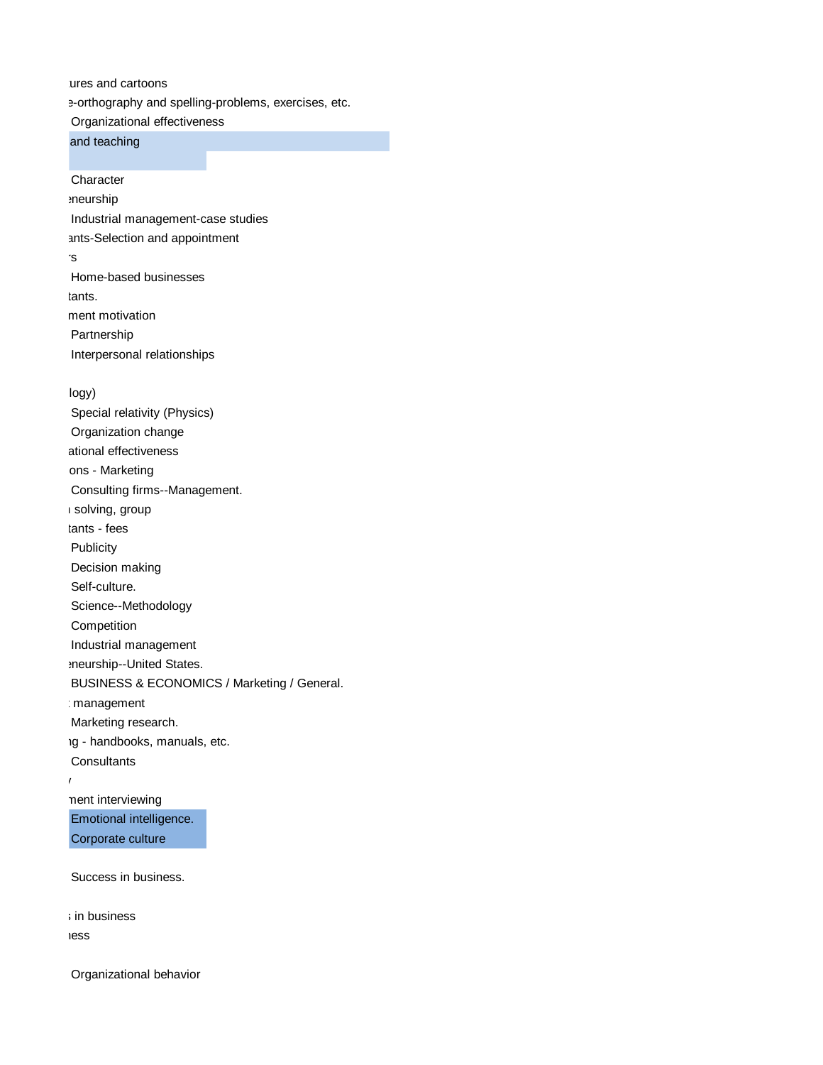tures and cartoons
e-orthography and spelling-problems, exercises, etc.
Organizational effectiveness
and teaching

Character
eneurship
Industrial management-case studies
ants-Selection and appointment
rs
Home-based businesses
tants.
ment motivation
Partnership
Interpersonal relationships

logy)
Special relativity (Physics)
Organization change
ational effectiveness
ons - Marketing
Consulting firms--Management.
n solving, group
tants - fees
Publicity
Decision making
Self-culture.
Science--Methodology
Competition
Industrial management
eneurship--United States.
BUSINESS & ECONOMICS / Marketing / General.
t management
Marketing research.
ng - handbooks, manuals, etc.
Consultants
y
ment interviewing
Emotional intelligence.
Corporate culture

Success in business.

s in business
ness

Organizational behavior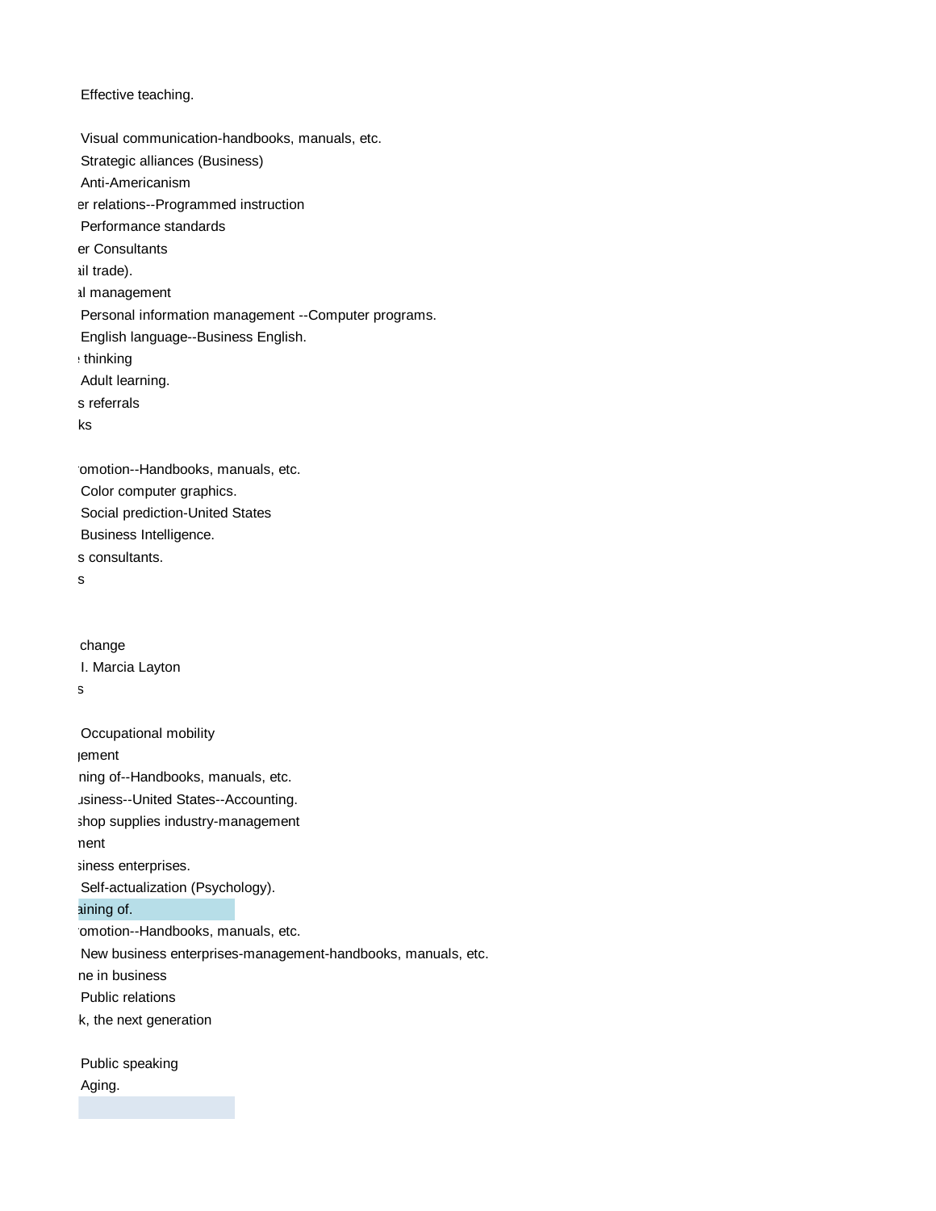Effective teaching.

Visual communication-handbooks, manuals, etc.
Strategic alliances (Business)
Anti-Americanism
er relations--Programmed instruction
Performance standards
er Consultants
ail trade).
al management
Personal information management --Computer programs.
English language--Business English.
thinking
Adult learning.
s referrals
ks

romotion--Handbooks, manuals, etc.
Color computer graphics.
Social prediction-United States
Business Intelligence.
s consultants.
s

change
I. Marcia Layton
s

Occupational mobility
gement
ning of--Handbooks, manuals, etc.
usiness--United States--Accounting.
shop supplies industry-management
ment
siness enterprises.
Self-actualization (Psychology).
aining of.
romotion--Handbooks, manuals, etc.
New business enterprises-management-handbooks, manuals, etc.
ne in business
Public relations
k, the next generation

Public speaking
Aging.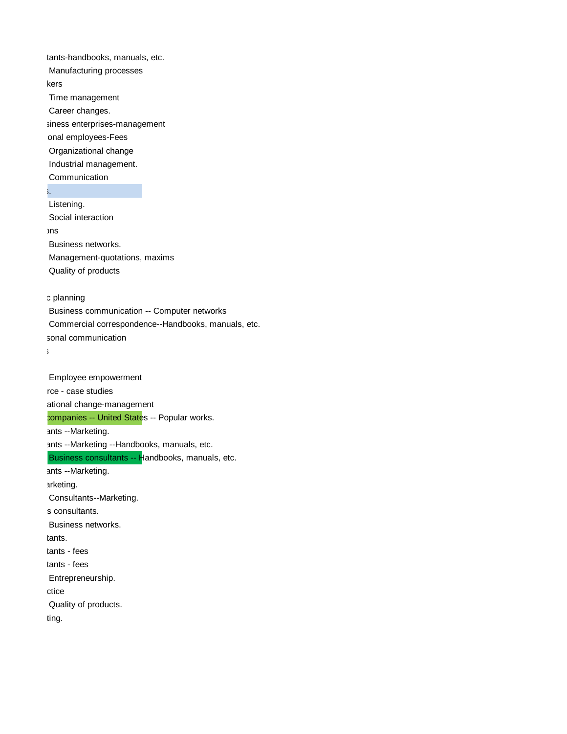tants-handbooks, manuals, etc.
Manufacturing processes
kers
Time management
Career changes.
siness enterprises-management
onal employees-Fees
Organizational change
Industrial management.
Communication
;.
Listening.
Social interaction
ons
Business networks.
Management-quotations, maxims
Quality of products

c planning
Business communication -- Computer networks
Commercial correspondence--Handbooks, manuals, etc.
sonal communication
;

Employee empowerment
rce - case studies
ational change-management
companies -- United States -- Popular works.
ants --Marketing.
ants --Marketing --Handbooks, manuals, etc.
Business consultants -- Handbooks, manuals, etc.
ants --Marketing.
arketing.
Consultants--Marketing.
s consultants.
Business networks.
tants.
tants - fees
tants - fees
Entrepreneurship.
ctice
Quality of products.
ting.